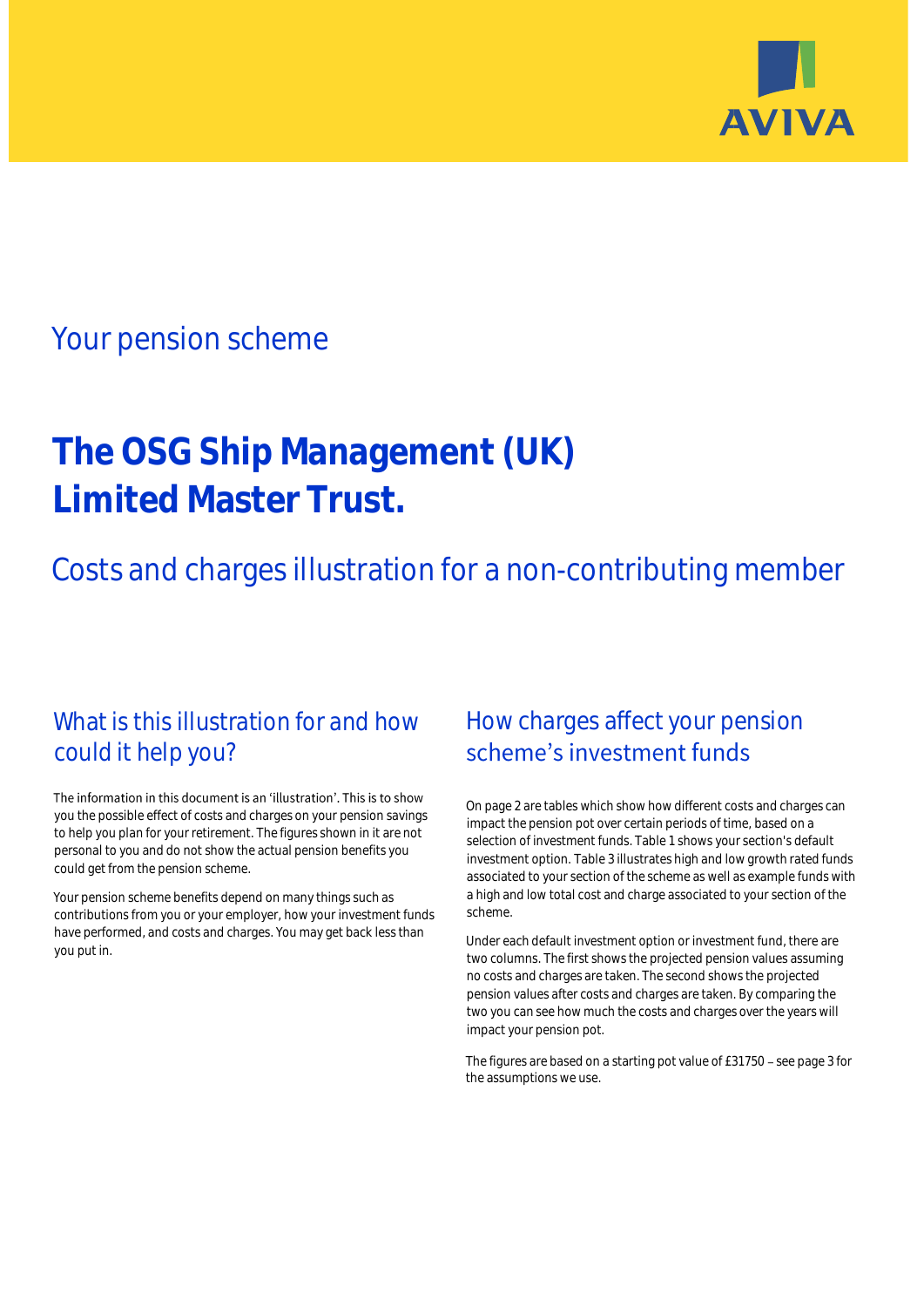## Your pension scheme

# The OSG Ship Management (UK) Limited Master Trust.

## Costs and charges illustration for a non-contributing member

### What is this illustration for and how could it help you?

The information in this document is an 'illustration'. This is to show you the possible effect of costs and charges on your pension savings to help you plan for your retirement. The figures shown in it are not personal to you and do not show the actual pension benefits you could get from the pension scheme.

Your pension scheme benefits depend on many things such as contributions from you or your employer, how your investment funds have performed, and costs and charges. You may get back less than you put in.

### How charges affect your pension scheme's investment funds

On page 2 are tables which show how different costs and charges can impact the pension pot over certain periods of time, based on a selection of investment funds. Table 1 shows your section's default investment option. Table 3 illustrates high and low growth rated funds associated to your section of the scheme as well as example funds with a high and low total cost and charge associated to your section of the scheme.

Under each default investment option or investment fund, there are two columns. The first shows the projected pension values assuming no costs and charges are taken. The second shows the projected pension values after costs and charges are taken. By comparing the two you can see how much the costs and charges over the years will impact your pension pot.

The figures are based on a starting pot value of £31750 – see page 3 for the assumptions we use.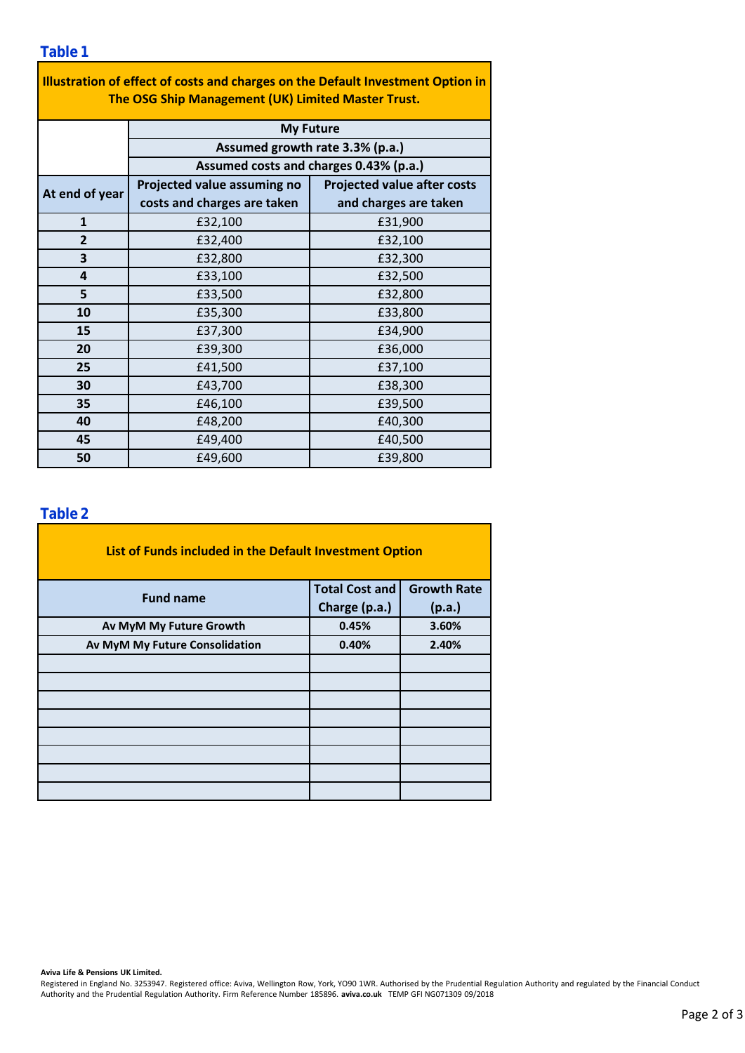## Table 1

| Illustration of effect of costs and charges on the Default Investment Option in The OSG Ship Management (UK) Limited Master Trust. | | |
|---|---|---|
| | **My Future** | |
| | **Assumed growth rate 3.3% (p.a.)** | |
| | **Assumed costs and charges 0.43% (p.a.)** | |
| **At end of year** | **Projected value assuming no costs and charges are taken** | **Projected value after costs and charges are taken** |
| **1** | £32,100 | £31,900 |
| **2** | £32,400 | £32,100 |
| **3** | £32,800 | £32,300 |
| **4** | £33,100 | £32,500 |
| **5** | £33,500 | £32,800 |
| **10** | £35,300 | £33,800 |
| **15** | £37,300 | £34,900 |
| **20** | £39,300 | £36,000 |
| **25** | £41,500 | £37,100 |
| **30** | £43,700 | £38,300 |
| **35** | £46,100 | £39,500 |
| **40** | £48,200 | £40,300 |
| **45** | £49,400 | £40,500 |
| **50** | £49,600 | £39,800 |

## Table 2

| List of Funds included in the Default Investment Option | | |
|---|---|---|
| **Fund name** | **Total Cost and Charge (p.a.)** | **Growth Rate (p.a.)** |
| **Av MyM My Future Growth** | **0.45%** | **3.60%** |
| **Av MyM My Future Consolidation** | **0.40%** | **2.40%** |
| | | |
| | | |
| | | |
| | | |
| | | |
| | | |
| | | |
| | | |

**Aviva Life & Pensions UK Limited.**
Registered in England No. 3253947. Registered office: Aviva, Wellington Row, York, YO90 1WR. Authorised by the Prudential Regulation Authority and regulated by the Financial Conduct Authority and the Prudential Regulation Authority. Firm Reference Number 185896. **aviva.co.uk** TEMP GFI NG071309 09/2018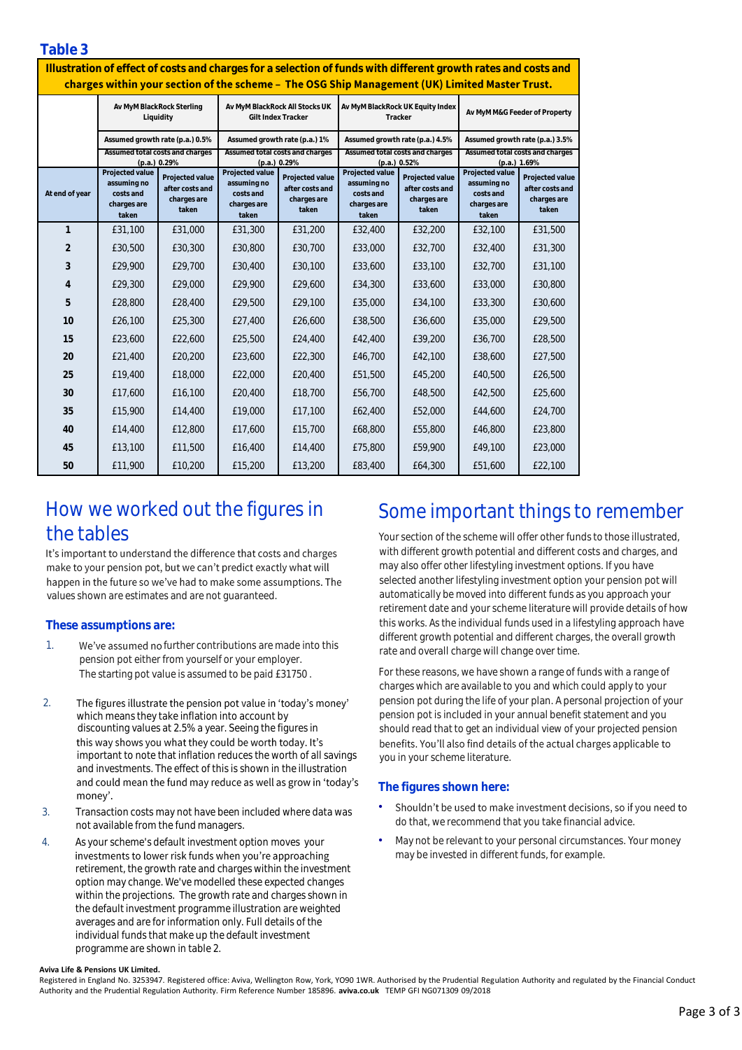## Table 3

| Illustration of effect of costs and charges for a selection of funds with different growth rates and costs and charges within your section of the scheme – The OSG Ship Management (UK) Limited Master Trust. | | | | | | | | |
|---|---|---|---|---|---|---|---|---|
| | Av MyM BlackRock Sterling Liquidity | | Av MyM BlackRock All Stocks UK Gilt Index Tracker | | Av MyM BlackRock UK Equity Index Tracker | | Av MyM M&G Feeder of Property | |
| | Assumed growth rate (p.a.) 0.5% | | Assumed growth rate (p.a.) 1% | | Assumed growth rate (p.a.) 4.5% | | Assumed growth rate (p.a.) 3.5% | |
| | Assumed total costs and charges (p.a.) 0.29% | | Assumed total costs and charges (p.a.) 0.29% | | Assumed total costs and charges (p.a.) 0.52% | | Assumed total costs and charges (p.a.) 1.69% | |
| At end of year | Projected value assuming no costs and charges are taken | Projected value after costs and charges are taken | Projected value assuming no costs and charges are taken | Projected value after costs and charges are taken | Projected value assuming no costs and charges are taken | Projected value after costs and charges are taken | Projected value assuming no costs and charges are taken | Projected value after costs and charges are taken |
| 1 | £31,100 | £31,000 | £31,300 | £31,200 | £32,400 | £32,200 | £32,100 | £31,500 |
| 2 | £30,500 | £30,300 | £30,800 | £30,700 | £33,000 | £32,700 | £32,400 | £31,300 |
| 3 | £29,900 | £29,700 | £30,400 | £30,100 | £33,600 | £33,100 | £32,700 | £31,100 |
| 4 | £29,300 | £29,000 | £29,900 | £29,600 | £34,300 | £33,600 | £33,000 | £30,800 |
| 5 | £28,800 | £28,400 | £29,500 | £29,100 | £35,000 | £34,100 | £33,300 | £30,600 |
| 10 | £26,100 | £25,300 | £27,400 | £26,600 | £38,500 | £36,600 | £35,000 | £29,500 |
| 15 | £23,600 | £22,600 | £25,500 | £24,400 | £42,400 | £39,200 | £36,700 | £28,500 |
| 20 | £21,400 | £20,200 | £23,600 | £22,300 | £46,700 | £42,100 | £38,600 | £27,500 |
| 25 | £19,400 | £18,000 | £22,000 | £20,400 | £51,500 | £45,200 | £40,500 | £26,500 |
| 30 | £17,600 | £16,100 | £20,400 | £18,700 | £56,700 | £48,500 | £42,500 | £25,600 |
| 35 | £15,900 | £14,400 | £19,000 | £17,100 | £62,400 | £52,000 | £44,600 | £24,700 |
| 40 | £14,400 | £12,800 | £17,600 | £15,700 | £68,800 | £55,800 | £46,800 | £23,800 |
| 45 | £13,100 | £11,500 | £16,400 | £14,400 | £75,800 | £59,900 | £49,100 | £23,000 |
| 50 | £11,900 | £10,200 | £15,200 | £13,200 | £83,400 | £64,300 | £51,600 | £22,100 |

# How we worked out the figures in the tables

It's important to understand the difference that costs and charges make to your pension pot, but we can't predict exactly what will happen in the future so we've had to make some assumptions. The values shown are estimates and are not guaranteed.

### These assumptions are:

1. We've assumed no further contributions are made into this pension pot either from yourself or your employer. The starting pot value is assumed to be paid £31750 .
2. The figures illustrate the pension pot value in 'today's money' which means they take inflation into account by discounting values at 2.5% a year. Seeing the figures in this way shows you what they could be worth today. It's important to note that inflation reduces the worth of all savings and investments. The effect of this is shown in the illustration and could mean the fund may reduce as well as grow in 'today's money'.
3. Transaction costs may not have been included where data was not available from the fund managers.
4. As your scheme's default investment option moves your investments to lower risk funds when you're approaching retirement, the growth rate and charges within the investment option may change. We've modelled these expected changes within the projections. The growth rate and charges shown in the default investment programme illustration are weighted averages and are for information only. Full details of the individual funds that make up the default investment programme are shown in table 2.

# Some important things to remember

Your section of the scheme will offer other funds to those illustrated, with different growth potential and different costs and charges, and may also offer other lifestyling investment options. If you have selected another lifestyling investment option your pension pot will automatically be moved into different funds as you approach your retirement date and your scheme literature will provide details of how this works. As the individual funds used in a lifestyling approach have different growth potential and different charges, the overall growth rate and overall charge will change over time.

For these reasons, we have shown a range of funds with a range of charges which are available to you and which could apply to your pension pot during the life of your plan. A personal projection of your pension pot is included in your annual benefit statement and you should read that to get an individual view of your projected pension benefits. You'll also find details of the actual charges applicable to you in your scheme literature.

### The figures shown here:

- Shouldn't be used to make investment decisions, so if you need to do that, we recommend that you take financial advice.
- May not be relevant to your personal circumstances. Your money may be invested in different funds, for example.

**Aviva Life & Pensions UK Limited.**
Registered in England No. 3253947. Registered office: Aviva, Wellington Row, York, YO90 1WR. Authorised by the Prudential Regulation Authority and regulated by the Financial Conduct Authority and the Prudential Regulation Authority. Firm Reference Number 185896. **aviva.co.uk** TEMP GFI NG071309 09/2018